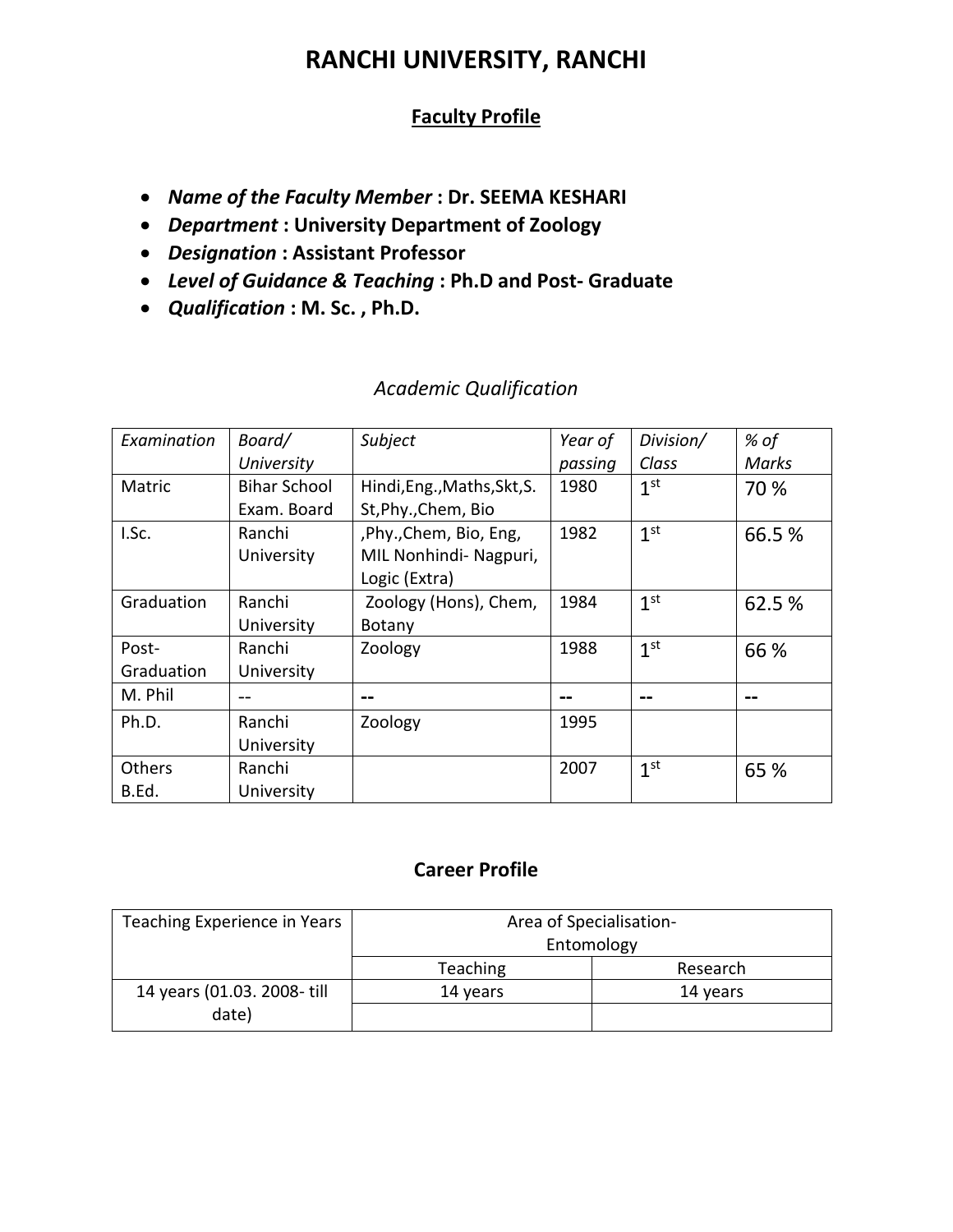# RANCHI UNIVERSITY, RANCHI

## Faculty Profile

- ***Name of the Faculty Member*** **: Dr. SEEMA KESHARI**
- ***Department*** **: University Department of Zoology**
- ***Designation*** **: Assistant Professor**
- ***Level of Guidance & Teaching*** **: Ph.D and Post- Graduate**
- ***Qualification*** **: M. Sc. , Ph.D.**

### *Academic Qualification*

| *Examination* | *Board/ University* | *Subject* | *Year of passing* | *Division/ Class* | *% of Marks* |
|---|---|---|---|---|---|
| Matric | Bihar School Exam. Board | Hindi,Eng.,Maths,Skt,S. St,Phy.,Chem, Bio | 1980 | 1st | 70 % |
| I.Sc. | Ranchi University | ,Phy.,Chem, Bio, Eng, MIL Nonhindi- Nagpuri, Logic (Extra) | 1982 | 1st | 66.5 % |
| Graduation | Ranchi University | Zoology (Hons), Chem, Botany | 1984 | 1st | 62.5 % |
| Post-Graduation | Ranchi University | Zoology | 1988 | 1st | 66 % |
| M. Phil | -- | -- | -- | -- | -- |
| Ph.D. | Ranchi University | Zoology | 1995 | | |
| Others B.Ed. | Ranchi University | | 2007 | 1st | 65 % |

### Career Profile

| Teaching Experience in Years | Area of Specialisation- Entomology | |
|---|---|---|
| | Teaching | Research |
| 14 years (01.03. 2008- till date) | 14 years | 14 years |
| | | |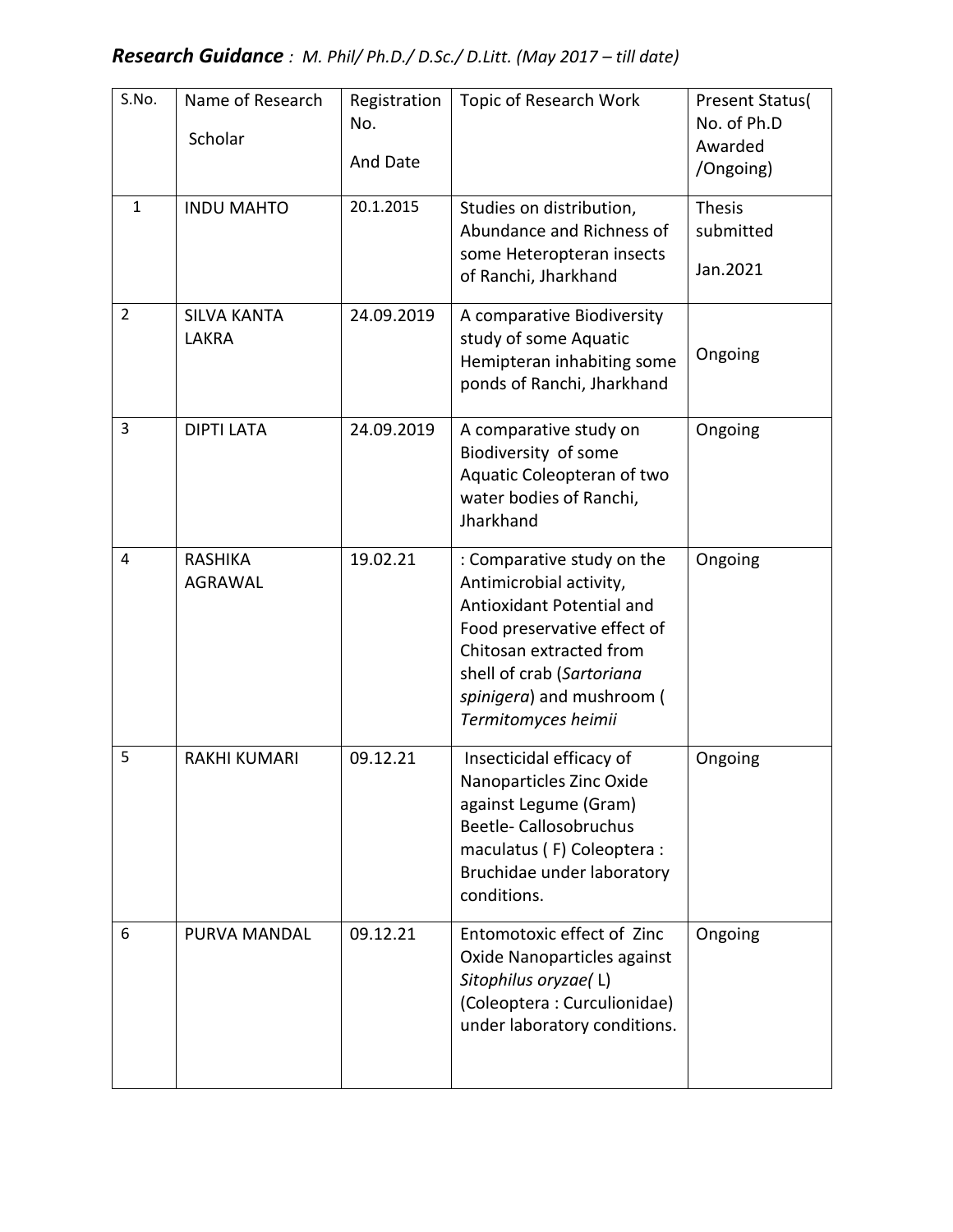***Research Guidance** : M. Phil/ Ph.D./ D.Sc./ D.Litt. (May 2017 – till date)*

| S.No. | Name of Research Scholar | Registration No. And Date | Topic of Research Work | Present Status( No. of Ph.D Awarded /Ongoing) |
|---|---|---|---|---|
| 1 | INDU MAHTO | 20.1.2015 | Studies on distribution, Abundance and Richness of some Heteropteran insects of Ranchi, Jharkhand | Thesis submitted Jan.2021 |
| 2 | SILVA KANTA LAKRA | 24.09.2019 | A comparative Biodiversity study of some Aquatic Hemipteran inhabiting some ponds of Ranchi, Jharkhand | Ongoing |
| 3 | DIPTI LATA | 24.09.2019 | A comparative study on Biodiversity of some Aquatic Coleopteran of two water bodies of Ranchi, Jharkhand | Ongoing |
| 4 | RASHIKA AGRAWAL | 19.02.21 | : Comparative study on the Antimicrobial activity, Antioxidant Potential and Food preservative effect of Chitosan extracted from shell of crab (*Sartoriana spinigera*) and mushroom ( *Termitomyces heimii* | Ongoing |
| 5 | RAKHI KUMARI | 09.12.21 | Insecticidal efficacy of Nanoparticles Zinc Oxide against Legume (Gram) Beetle- Callosobruchus maculatus ( F) Coleoptera : Bruchidae under laboratory conditions. | Ongoing |
| 6 | PURVA MANDAL | 09.12.21 | Entomotoxic effect of Zinc Oxide Nanoparticles against *Sitophilus oryzae(* L) (Coleoptera : Curculionidae) under laboratory conditions. | Ongoing |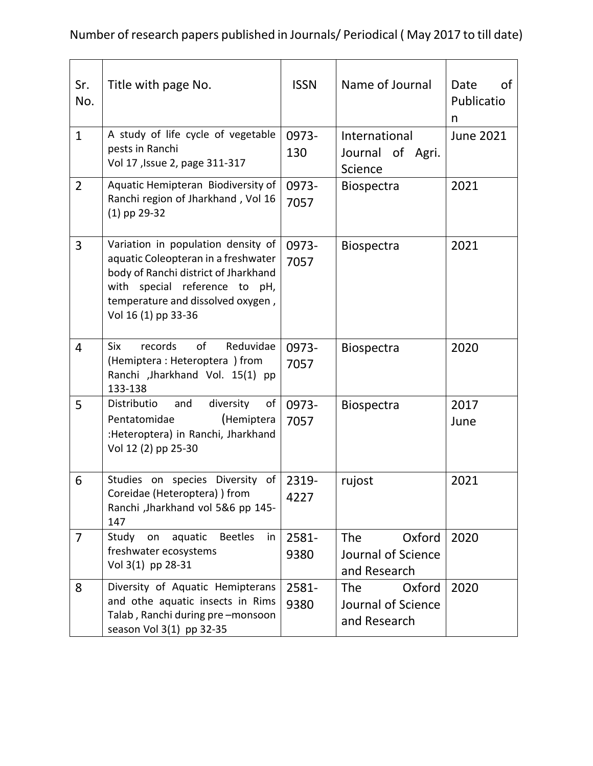Number of research papers published in Journals/ Periodical ( May 2017 to till date)

| Sr. No. | Title with page No. | ISSN | Name of Journal | Date of Publication |
|---|---|---|---|---|
| 1 | A study of life cycle of vegetable pests in Ranchi Vol 17 ,Issue 2, page 311-317 | 0973-130 | International Journal of Agri. Science | June 2021 |
| 2 | Aquatic Hemipteran Biodiversity of Ranchi region of Jharkhand , Vol 16 (1) pp 29-32 | 0973-7057 | Biospectra | 2021 |
| 3 | Variation in population density of aquatic Coleopteran in a freshwater body of Ranchi district of Jharkhand with special reference to pH, temperature and dissolved oxygen , Vol 16 (1) pp 33-36 | 0973-7057 | Biospectra | 2021 |
| 4 | Six records of Reduvidae (Hemiptera : Heteroptera ) from Ranchi ,Jharkhand Vol. 15(1) pp 133-138 | 0973-7057 | Biospectra | 2020 |
| 5 | Distributio and diversity of Pentatomidae (Hemiptera :Heteroptera) in Ranchi, Jharkhand Vol 12 (2) pp 25-30 | 0973-7057 | Biospectra | 2017 June |
| 6 | Studies on species Diversity of Coreidae (Heteroptera) ) from Ranchi ,Jharkhand vol 5&6 pp 145-147 | 2319-4227 | rujost | 2021 |
| 7 | Study on aquatic Beetles in freshwater ecosystems Vol 3(1) pp 28-31 | 2581-9380 | The Oxford Journal of Science and Research | 2020 |
| 8 | Diversity of Aquatic Hemipterans and othe aquatic insects in Rims Talab , Ranchi during pre –monsoon season Vol 3(1) pp 32-35 | 2581-9380 | The Oxford Journal of Science and Research | 2020 |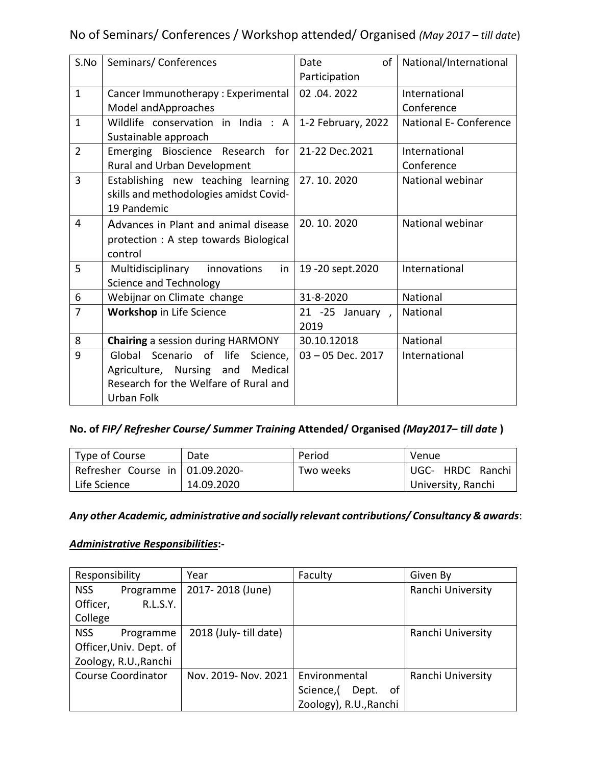No of Seminars/ Conferences / Workshop attended/ Organised *(May 2017 – till date*)

| S.No | Seminars/ Conferences | Date of Participation | National/International |
|---|---|---|---|
| 1 | Cancer Immunotherapy : Experimental Model andApproaches | 02 .04. 2022 | International Conference |
| 1 | Wildlife conservation in India : A Sustainable approach | 1-2 February, 2022 | National E- Conference |
| 2 | Emerging Bioscience Research for Rural and Urban Development | 21-22 Dec.2021 | International Conference |
| 3 | Establishing new teaching learning skills and methodologies amidst Covid-19 Pandemic | 27. 10. 2020 | National webinar |
| 4 | Advances in Plant and animal disease protection : A step towards Biological control | 20. 10. 2020 | National webinar |
| 5 | Multidisciplinary innovations in Science and Technology | 19 -20 sept.2020 | International |
| 6 | Webijnar on Climate change | 31-8-2020 | National |
| 7 | **Workshop** in Life Science | 21 -25 January , 2019 | National |
| 8 | **Chairing** a session during HARMONY | 30.10.12018 | National |
| 9 | Global Scenario of life Science, Agriculture, Nursing and Medical Research for the Welfare of Rural and Urban Folk | 03 – 05 Dec. 2017 | International |

**No. of *FIP/ Refresher Course/ Summer Training* Attended/ Organised *(May2017– till date* )**

| Type of Course | Date | Period | Venue |
|---|---|---|---|
| Refresher Course in Life Science | 01.09.2020- 14.09.2020 | Two weeks | UGC- HRDC Ranchi University, Ranchi |

***Any other Academic, administrative and socially relevant contributions/ Consultancy & awards***:

***<u>Administrative Responsibilities</u>*:-**

| Responsibility | Year | Faculty | Given By |
|---|---|---|---|
| NSS Programme Officer, R.L.S.Y. College | 2017- 2018 (June) | | Ranchi University |
| NSS Programme Officer,Univ. Dept. of Zoology, R.U.,Ranchi | 2018 (July- till date) | | Ranchi University |
| Course Coordinator | Nov. 2019- Nov. 2021 | Environmental Science,( Dept. of Zoology), R.U.,Ranchi | Ranchi University |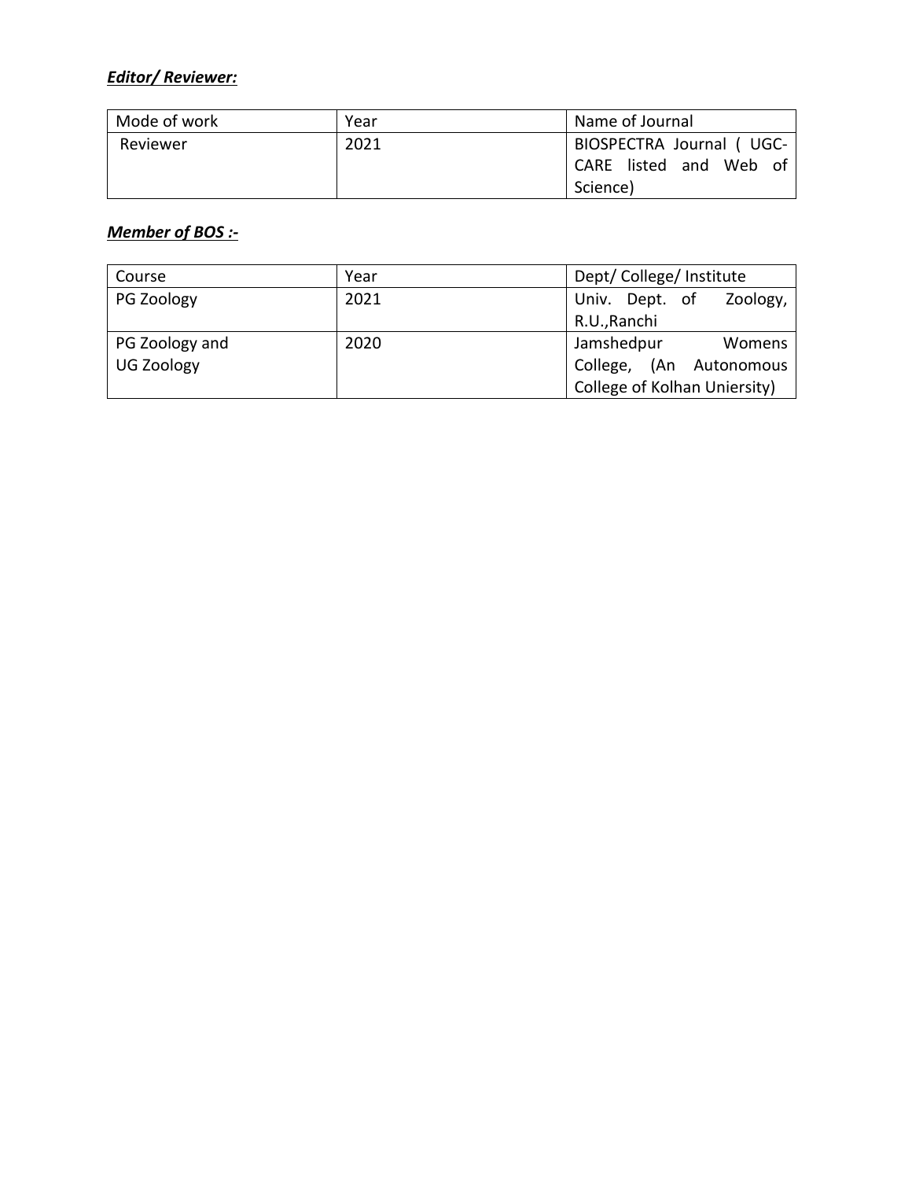***Editor/ Reviewer:***

| Mode of work | Year | Name of Journal |
|---|---|---|
| Reviewer | 2021 | BIOSPECTRA Journal ( UGC-CARE listed and Web of Science) |

***Member of BOS :-***

| Course | Year | Dept/ College/ Institute |
|---|---|---|
| PG Zoology | 2021 | Univ. Dept. of Zoology, R.U.,Ranchi |
| PG Zoology and UG Zoology | 2020 | Jamshedpur Womens College, (An Autonomous College of Kolhan Uniersity) |